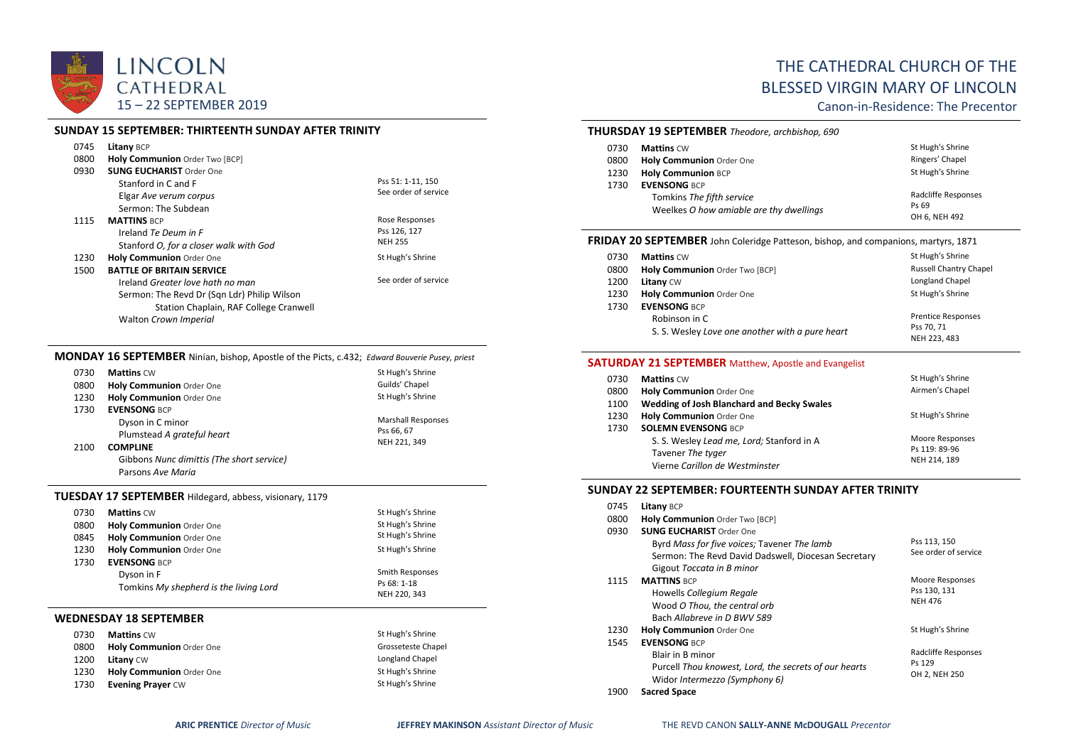# LINCOLN CATHEDRAL

15 – 22 SEPTEMBER 2019

# THE CATHEDRAL CHURCH OF THE BLESSED VIRGIN MARY OF LINCOLN

Canon-in-Residence: The Precentor

## SUNDAY 15 SEPTEMBER: THIRTEENTH SUNDAY AFTER TRINITY

| | | |
|---|---|---|
| 0745 | **Litany** BCP | |
| 0800 | **Holy Communion** Order Two [BCP] | |
| 0930 | **SUNG EUCHARIST** Order One | |
| | Stanford in C and F | Pss 51: 1-11, 150 |
| | Elgar *Ave verum corpus* | See order of service |
| | Sermon: The Subdean | |
| 1115 | **MATTINS** BCP | Rose Responses |
| | Ireland *Te Deum in F* | Pss 126, 127 |
| | Stanford *O, for a closer walk with God* | NEH 255 |
| 1230 | **Holy Communion** Order One | St Hugh's Shrine |
| 1500 | **BATTLE OF BRITAIN SERVICE** | |
| | Ireland *Greater love hath no man* | See order of service |
| | Sermon: The Revd Dr (Sqn Ldr) Philip Wilson, Station Chaplain, RAF College Cranwell | |
| | Walton *Crown Imperial* | |

## MONDAY 16 SEPTEMBER Ninian, bishop, Apostle of the Picts, c.432; *Edward Bouverie Pusey, priest*

| | | |
|---|---|---|
| 0730 | **Mattins** CW | St Hugh's Shrine |
| 0800 | **Holy Communion** Order One | Guilds' Chapel |
| 1230 | **Holy Communion** Order One | St Hugh's Shrine |
| 1730 | **EVENSONG** BCP | |
| | Dyson in C minor | Marshall Responses |
| | Plumstead *A grateful heart* | Pss 66, 67 |
| 2100 | **COMPLINE** | NEH 221, 349 |
| | Gibbons *Nunc dimittis (The short service)* | |
| | Parsons *Ave Maria* | |

## TUESDAY 17 SEPTEMBER Hildegard, abbess, visionary, 1179

| | | |
|---|---|---|
| 0730 | **Mattins** CW | St Hugh's Shrine |
| 0800 | **Holy Communion** Order One | St Hugh's Shrine |
| 0845 | **Holy Communion** Order One | St Hugh's Shrine |
| 1230 | **Holy Communion** Order One | St Hugh's Shrine |
| 1730 | **EVENSONG** BCP | |
| | Dyson in F | Smith Responses |
| | Tomkins *My shepherd is the living Lord* | Ps 68: 1-18 |
| | | NEH 220, 343 |

## WEDNESDAY 18 SEPTEMBER

| | | |
|---|---|---|
| 0730 | **Mattins** CW | St Hugh's Shrine |
| 0800 | **Holy Communion** Order One | Grosseteste Chapel |
| 1200 | **Litany** CW | Longland Chapel |
| 1230 | **Holy Communion** Order One | St Hugh's Shrine |
| 1730 | **Evening Prayer** CW | St Hugh's Shrine |

## THURSDAY 19 SEPTEMBER *Theodore, archbishop, 690*

| | | |
|---|---|---|
| 0730 | **Mattins** CW | St Hugh's Shrine |
| 0800 | **Holy Communion** Order One | Ringers' Chapel |
| 1230 | **Holy Communion** BCP | St Hugh's Shrine |
| 1730 | **EVENSONG** BCP | |
| | Tomkins *The fifth service* | Radcliffe Responses |
| | Weelkes *O how amiable are thy dwellings* | Ps 69 |
| | | OH 6, NEH 492 |

## FRIDAY 20 SEPTEMBER John Coleridge Patteson, bishop, and companions, martyrs, 1871

| | | |
|---|---|---|
| 0730 | **Mattins** CW | St Hugh's Shrine |
| 0800 | **Holy Communion** Order Two [BCP] | Russell Chantry Chapel |
| 1200 | **Litany** CW | Longland Chapel |
| 1230 | **Holy Communion** Order One | St Hugh's Shrine |
| 1730 | **EVENSONG** BCP | |
| | Robinson in C | Prentice Responses |
| | S. S. Wesley *Love one another with a pure heart* | Pss 70, 71 |
| | | NEH 223, 483 |

## SATURDAY 21 SEPTEMBER Matthew, Apostle and Evangelist

| | | |
|---|---|---|
| 0730 | **Mattins** CW | St Hugh's Shrine |
| 0800 | **Holy Communion** Order One | Airmen's Chapel |
| 1100 | **Wedding of Josh Blanchard and Becky Swales** | |
| 1230 | **Holy Communion** Order One | St Hugh's Shrine |
| 1730 | **SOLEMN EVENSONG** BCP | |
| | S. S. Wesley *Lead me, Lord;* Stanford in A | Moore Responses |
| | Tavener *The tyger* | Ps 119: 89-96 |
| | Vierne *Carillon de Westminster* | NEH 214, 189 |

## SUNDAY 22 SEPTEMBER: FOURTEENTH SUNDAY AFTER TRINITY

| | | |
|---|---|---|
| 0745 | **Litany** BCP | |
| 0800 | **Holy Communion** Order Two [BCP] | |
| 0930 | **SUNG EUCHARIST** Order One | |
| | Byrd *Mass for five voices;* Tavener *The lamb* | Pss 113, 150 |
| | Sermon: The Revd David Dadswell, Diocesan Secretary | See order of service |
| | Gigout *Toccata in B minor* | |
| 1115 | **MATTINS** BCP | Moore Responses |
| | Howells *Collegium Regale* | Pss 130, 131 |
| | Wood *O Thou, the central orb* | NEH 476 |
| | Bach *Allabreve in D BWV 589* | |
| 1230 | **Holy Communion** Order One | St Hugh's Shrine |
| 1545 | **EVENSONG** BCP | |
| | Blair in B minor | Radcliffe Responses |
| | Purcell *Thou knowest, Lord, the secrets of our hearts* | Ps 129 |
| | Widor *Intermezzo (Symphony 6)* | OH 2, NEH 250 |
| 1900 | **Sacred Space** | |

**ARIC PRENTICE** *Director of Music* **JEFFREY MAKINSON** *Assistant Director of Music* THE REVD CANON **SALLY-ANNE McDOUGALL** *Precentor*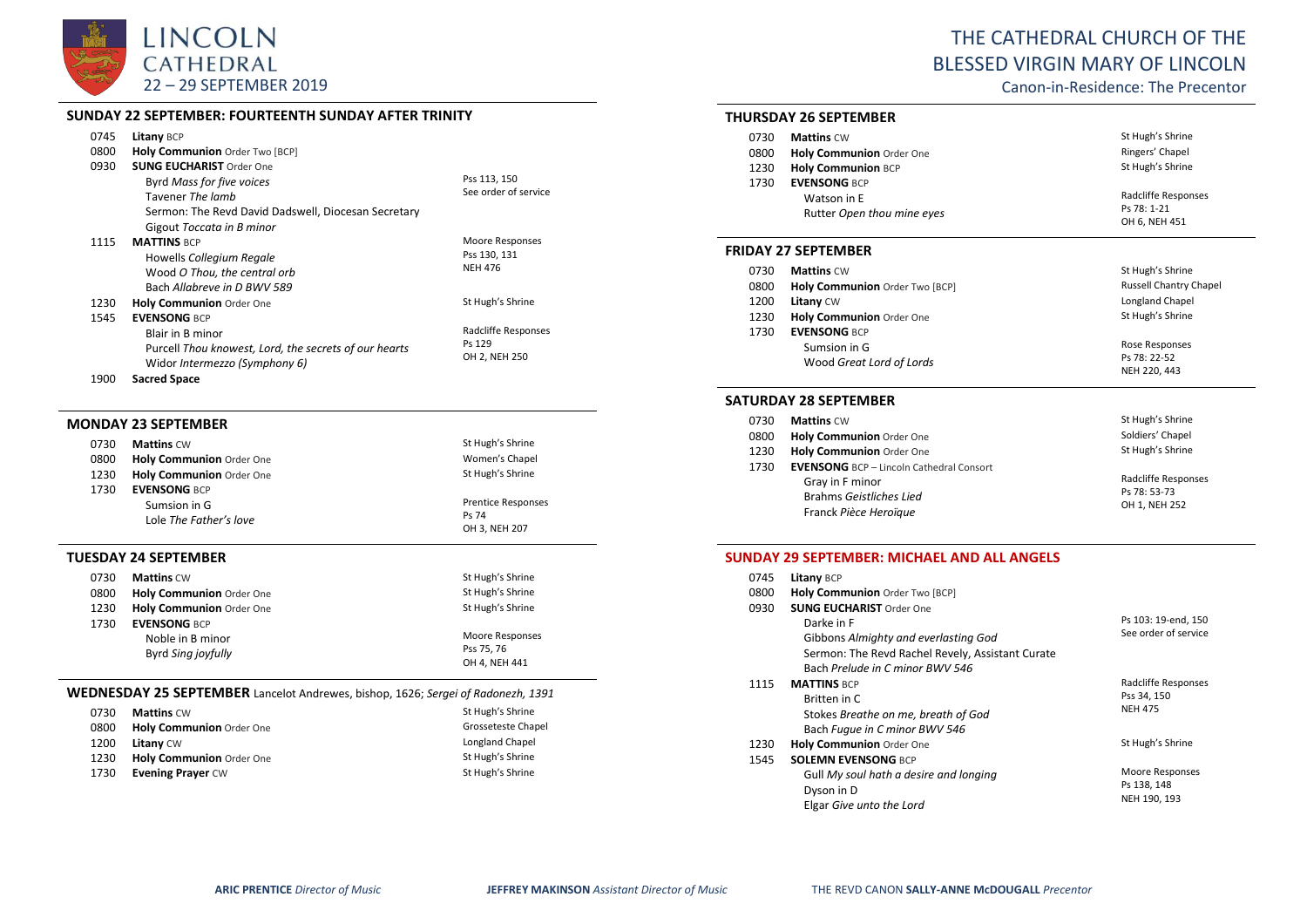# LINCOLN CATHEDRAL
22 – 29 SEPTEMBER 2019

# THE CATHEDRAL CHURCH OF THE BLESSED VIRGIN MARY OF LINCOLN
Canon-in-Residence: The Precentor

## SUNDAY 22 SEPTEMBER: FOURTEENTH SUNDAY AFTER TRINITY

| | | |
|---|---|---|
| 0745 | **Litany** BCP | |
| 0800 | **Holy Communion** Order Two [BCP] | |
| 0930 | **SUNG EUCHARIST** Order One | |
| | Byrd *Mass for five voices* | Pss 113, 150 |
| | Tavener *The lamb* | See order of service |
| | Sermon: The Revd David Dadswell, Diocesan Secretary | |
| | Gigout *Toccata in B minor* | |
| 1115 | **MATTINS** BCP | Moore Responses |
| | Howells *Collegium Regale* | Pss 130, 131 |
| | Wood *O Thou, the central orb* | NEH 476 |
| | Bach *Allabreve in D BWV 589* | |
| 1230 | **Holy Communion** Order One | St Hugh's Shrine |
| 1545 | **EVENSONG** BCP | |
| | Blair in B minor | Radcliffe Responses |
| | Purcell *Thou knowest, Lord, the secrets of our hearts* | Ps 129 |
| | Widor *Intermezzo (Symphony 6)* | OH 2, NEH 250 |
| 1900 | **Sacred Space** | |

## MONDAY 23 SEPTEMBER

| | | |
|---|---|---|
| 0730 | **Mattins** CW | St Hugh's Shrine |
| 0800 | **Holy Communion** Order One | Women's Chapel |
| 1230 | **Holy Communion** Order One | St Hugh's Shrine |
| 1730 | **EVENSONG** BCP | |
| | Sumsion in G | Prentice Responses |
| | Lole *The Father's love* | Ps 74 |
| | | OH 3, NEH 207 |

## TUESDAY 24 SEPTEMBER

| | | |
|---|---|---|
| 0730 | **Mattins** CW | St Hugh's Shrine |
| 0800 | **Holy Communion** Order One | St Hugh's Shrine |
| 1230 | **Holy Communion** Order One | St Hugh's Shrine |
| 1730 | **EVENSONG** BCP | |
| | Noble in B minor | Moore Responses |
| | Byrd *Sing joyfully* | Pss 75, 76 |
| | | OH 4, NEH 441 |

## WEDNESDAY 25 SEPTEMBER Lancelot Andrewes, bishop, 1626; *Sergei of Radonezh, 1391*

| | | |
|---|---|---|
| 0730 | **Mattins** CW | St Hugh's Shrine |
| 0800 | **Holy Communion** Order One | Grosseteste Chapel |
| 1200 | **Litany** CW | Longland Chapel |
| 1230 | **Holy Communion** Order One | St Hugh's Shrine |
| 1730 | **Evening Prayer** CW | St Hugh's Shrine |

## THURSDAY 26 SEPTEMBER

| | | |
|---|---|---|
| 0730 | **Mattins** CW | St Hugh's Shrine |
| 0800 | **Holy Communion** Order One | Ringers' Chapel |
| 1230 | **Holy Communion** BCP | St Hugh's Shrine |
| 1730 | **EVENSONG** BCP | |
| | Watson in E | Radcliffe Responses |
| | Rutter *Open thou mine eyes* | Ps 78: 1-21 |
| | | OH 6, NEH 451 |

## FRIDAY 27 SEPTEMBER

| | | |
|---|---|---|
| 0730 | **Mattins** CW | St Hugh's Shrine |
| 0800 | **Holy Communion** Order Two [BCP] | Russell Chantry Chapel |
| 1200 | **Litany** CW | Longland Chapel |
| 1230 | **Holy Communion** Order One | St Hugh's Shrine |
| 1730 | **EVENSONG** BCP | |
| | Sumsion in G | Rose Responses |
| | Wood *Great Lord of Lords* | Ps 78: 22-52 |
| | | NEH 220, 443 |

## SATURDAY 28 SEPTEMBER

| | | |
|---|---|---|
| 0730 | **Mattins** CW | St Hugh's Shrine |
| 0800 | **Holy Communion** Order One | Soldiers' Chapel |
| 1230 | **Holy Communion** Order One | St Hugh's Shrine |
| 1730 | **EVENSONG** BCP – Lincoln Cathedral Consort | |
| | Gray in F minor | Radcliffe Responses |
| | Brahms *Geistliches Lied* | Ps 78: 53-73 |
| | Franck *Pièce Heroïque* | OH 1, NEH 252 |

## SUNDAY 29 SEPTEMBER: MICHAEL AND ALL ANGELS

| | | |
|---|---|---|
| 0745 | **Litany** BCP | |
| 0800 | **Holy Communion** Order Two [BCP] | |
| 0930 | **SUNG EUCHARIST** Order One | |
| | Darke in F | Ps 103: 19-end, 150 |
| | Gibbons *Almighty and everlasting God* | See order of service |
| | Sermon: The Revd Rachel Revely, Assistant Curate | |
| | Bach *Prelude in C minor BWV 546* | |
| 1115 | **MATTINS** BCP | Radcliffe Responses |
| | Britten in C | Pss 34, 150 |
| | Stokes *Breathe on me, breath of God* | NEH 475 |
| | Bach *Fugue in C minor BWV 546* | |
| 1230 | **Holy Communion** Order One | St Hugh's Shrine |
| 1545 | **SOLEMN EVENSONG** BCP | |
| | Gull *My soul hath a desire and longing* | Moore Responses |
| | Dyson in D | Ps 138, 148 |
| | Elgar *Give unto the Lord* | NEH 190, 193 |

**ARIC PRENTICE** *Director of Music* **JEFFREY MAKINSON** *Assistant Director of Music* THE REVD CANON **SALLY-ANNE McDOUGALL** *Precentor*